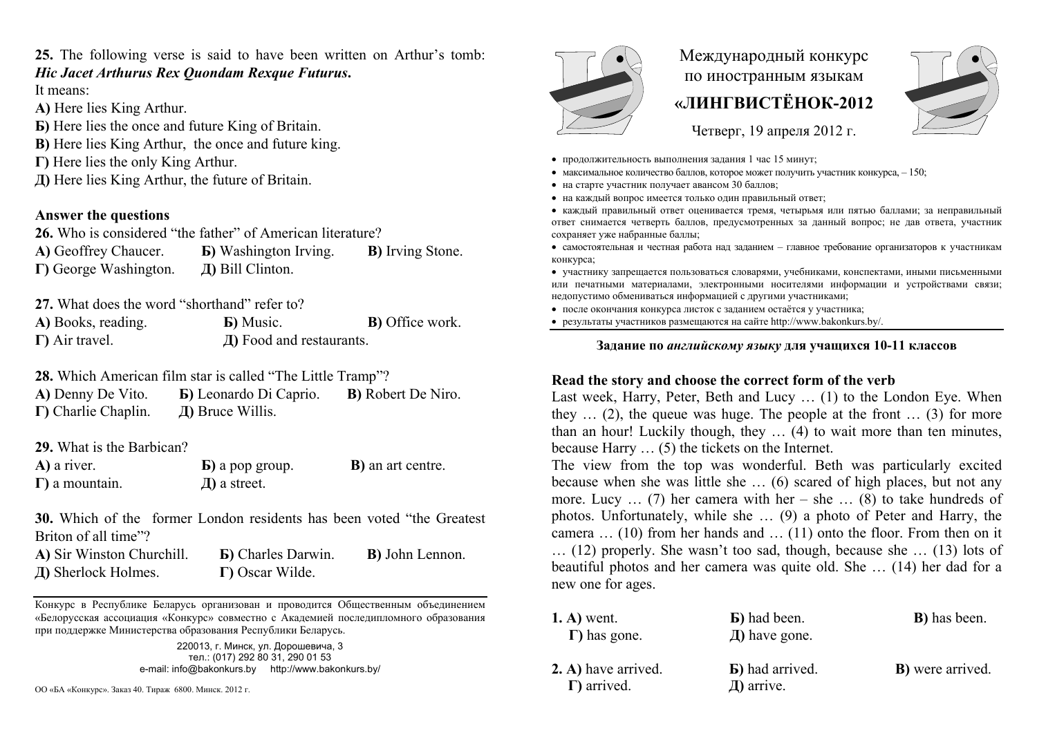Международный конкурс по иностранным языкам

**«ЛИНГВИСТЁНОК-2012**

Четверг, 19 апреля 2012 г.

- продолжительность выполнения задания 1 час 15 минут;
- максимальное количество баллов, которое может получить участник конкурса, – 150;
- на старте участник получает авансом 30 баллов;
- на каждый вопрос имеется только один правильный ответ;
- каждый правильный ответ оценивается тремя, четырьмя или пятью баллами; за неправильный ответ снимается четверть баллов, предусмотренных за данный вопрос; не дав ответа, участник сохраняет уже набранные баллы;
- самостоятельная и честная работа над заданием – главное требование организаторов к участникам конкурса;
- участнику запрещается пользоваться словарями, учебниками, конспектами, иными письменными или печатными материалами, электронными носителями информации и устройствами связи; недопустимо обмениваться информацией с другими участниками;
- после окончания конкурса листок с заданием остаётся у участника;
- результаты участников размещаются на сайте http://www.bakonkurs.by/.

**Задание по *английскому языку* для учащихся 10-11 классов**

**Read the story and choose the correct form of the verb**

Last week, Harry, Peter, Beth and Lucy … (1) to the London Eye. When they … (2), the queue was huge. The people at the front … (3) for more than an hour! Luckily though, they … (4) to wait more than ten minutes, because Harry … (5) the tickets on the Internet.

The view from the top was wonderful. Beth was particularly excited because when she was little she … (6) scared of high places, but not any more. Lucy … (7) her camera with her – she … (8) to take hundreds of photos. Unfortunately, while she … (9) a photo of Peter and Harry, the camera … (10) from her hands and … (11) onto the floor. From then on it … (12) properly. She wasn't too sad, though, because she … (13) lots of beautiful photos and her camera was quite old. She … (14) her dad for a new one for ages.

**1. А)** went. **Б)** had been. **В)** has been.
**Г)** has gone. **Д)** have gone.

**2. А)** have arrived. **Б)** had arrived. **В)** were arrived.
**Г)** arrived. **Д)** arrive.

**25.** The following verse is said to have been written on Arthur's tomb:
***Hic Jacet Arthurus Rex Quondam Rexque Futurus.***

It means:

**А)** Here lies King Arthur.
**Б)** Here lies the once and future King of Britain.
**В)** Here lies King Arthur, the once and future king.
**Г)** Here lies the only King Arthur.
**Д)** Here lies King Arthur, the future of Britain.

**Answer the questions**

**26.** Who is considered "the father" of American literature?
**А)** Geoffrey Chaucer. **Б)** Washington Irving. **В)** Irving Stone.
**Г)** George Washington. **Д)** Bill Clinton.

**27.** What does the word "shorthand" refer to?
**А)** Books, reading. **Б)** Music. **В)** Office work.
**Г)** Air travel. **Д)** Food and restaurants.

**28.** Which American film star is called "The Little Tramp"?
**А)** Denny De Vito. **Б)** Leonardo Di Caprio. **В)** Robert De Niro.
**Г)** Charlie Chaplin. **Д)** Bruce Willis.

**29.** What is the Barbican?
**А)** a river. **Б)** a pop group. **В)** an art centre.
**Г)** a mountain. **Д)** a street.

**30.** Which of the former London residents has been voted "the Greatest Briton of all time"?
**А)** Sir Winston Churchill. **Б)** Charles Darwin. **В)** John Lennon.
**Д)** Sherlock Holmes. **Г)** Oscar Wilde.

Конкурс в Республике Беларусь организован и проводится Общественным объединением «Белорусская ассоциация «Конкурс» совместно с Академией последипломного образования при поддержке Министерства образования Республики Беларусь.

220013, г. Минск, ул. Дорошевича, 3
тел.: (017) 292 80 31, 290 01 53
e-mail: info@bakonkurs.by http://www.bakonkurs.by/

ОО «БА «Конкурс». Заказ 40. Тираж 6800. Минск. 2012 г.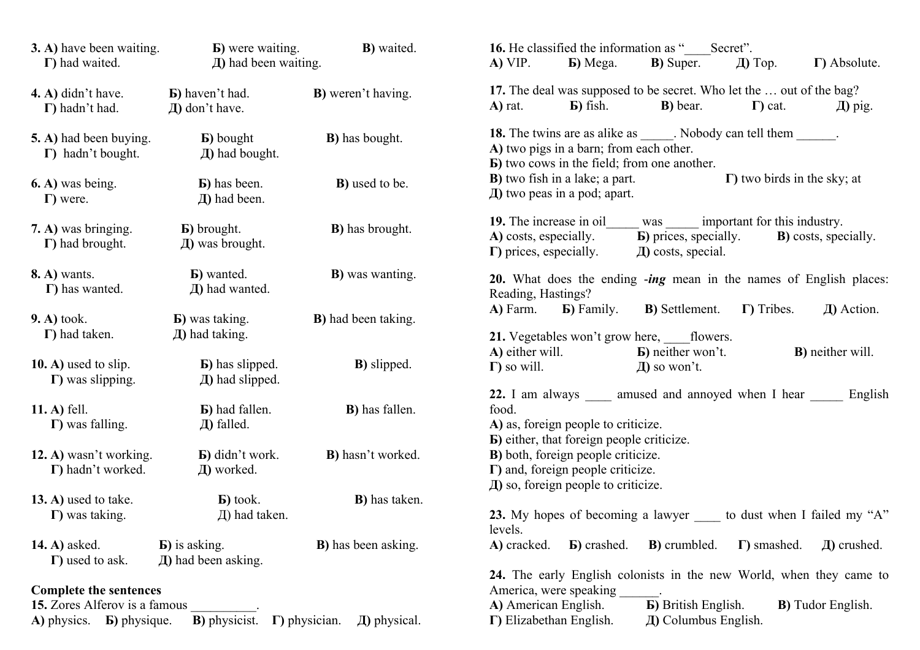**3. А)** have been waiting. **Б)** were waiting. **В)** waited.
**Г)** had waited. **Д)** had been waiting.

**4. А)** didn't have. **Б)** haven't had. **В)** weren't having.
**Г)** hadn't had. **Д)** don't have.

**5. А)** had been buying. **Б)** bought **В)** has bought.
**Г)** hadn't bought. **Д)** had bought.

**6. А)** was being. **Б)** has been. **В)** used to be.
**Г)** were. **Д)** had been.

**7. А)** was bringing. **Б)** brought. **В)** has brought.
**Г)** had brought. **Д)** was brought.

**8. А)** wants. **Б)** wanted. **В)** was wanting.
**Г)** has wanted. **Д)** had wanted.

**9. А)** took. **Б)** was taking. **В)** had been taking.
**Г)** had taken. **Д)** had taking.

**10. А)** used to slip. **Б)** has slipped. **В)** slipped.
**Г)** was slipping. **Д)** had slipped.

**11. А)** fell. **Б)** had fallen. **В)** has fallen.
**Г)** was falling. **Д)** falled.

**12. А)** wasn't working. **Б)** didn't work. **В)** hasn't worked.
**Г)** hadn't worked. **Д)** worked.

**13. А)** used to take. **Б)** took. **В)** has taken.
**Г)** was taking. **Д)** had taken.

**14. А)** asked. **Б)** is asking. **В)** has been asking.
**Г)** used to ask. **Д)** had been asking.

**Complete the sentences**

**15.** Zores Alferov is a famous __________.
**А)** physics. **Б)** physique. **В)** physicist. **Г)** physician. **Д)** physical.

**16.** He classified the information as "____Secret".
**А)** VIP. **Б)** Mega. **В)** Super. **Д)** Top. **Г)** Absolute.

**17.** The deal was supposed to be secret. Who let the … out of the bag?
**А)** rat. **Б)** fish. **В)** bear. **Г)** cat. **Д)** pig.

**18.** The twins are as alike as _____. Nobody can tell them ______.
**А)** two pigs in a barn; from each other.
**Б)** two cows in the field; from one another.
**В)** two fish in a lake; a part. **Г)** two birds in the sky; at
**Д)** two peas in a pod; apart.

**19.** The increase in oil_____ was _____ important for this industry.
**А)** costs, especially. **Б)** prices, specially. **В)** costs, specially.
**Г)** prices, especially. **Д)** costs, special.

**20.** What does the ending *-ing* mean in the names of English places: Reading, Hastings?
**А)** Farm. **Б)** Family. **В)** Settlement. **Г)** Tribes. **Д)** Action.

**21.** Vegetables won't grow here, ____flowers.
**А)** either will. **Б)** neither won't. **В)** neither will.
**Г)** so will. **Д)** so won't.

**22.** I am always ____ amused and annoyed when I hear _____ English food.
**А)** as, foreign people to criticize.
**Б)** either, that foreign people criticize.
**В)** both, foreign people criticize.
**Г)** and, foreign people criticize.
**Д)** so, foreign people to criticize.

**23.** My hopes of becoming a lawyer ____ to dust when I failed my "A" levels.
**А)** cracked. **Б)** crashed. **В)** crumbled. **Г)** smashed. **Д)** crushed.

**24.** The early English colonists in the new World, when they came to America, were speaking ______.
**А)** American English. **Б)** British English. **В)** Tudor English.
**Г)** Elizabethan English. **Д)** Columbus English.